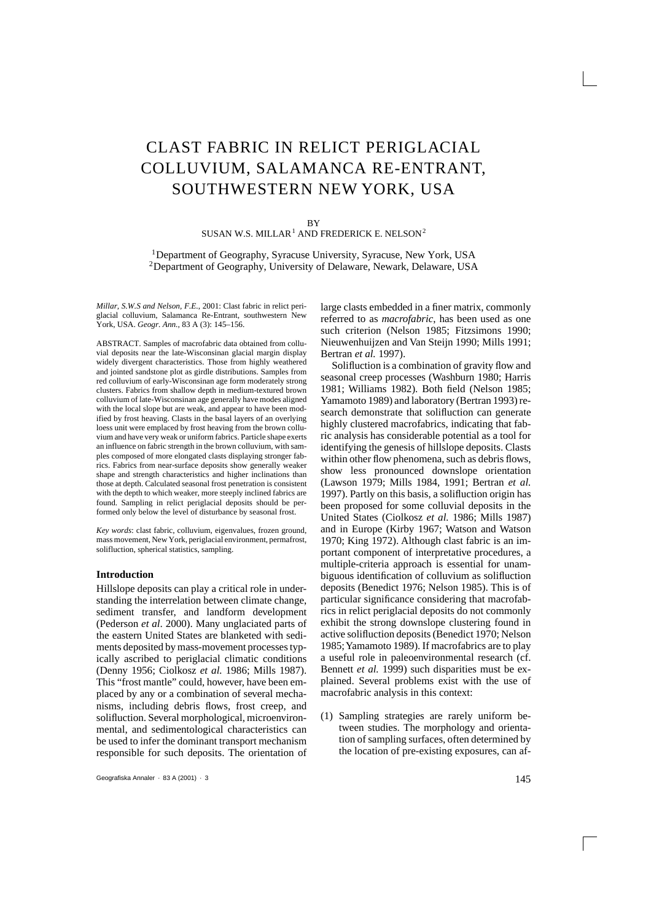# CLAST FABRIC IN RELICT PERIGLACIAL COLLUVIUM, SALAMANCA RE-ENTRANT, SOUTHWESTERN NEW YORK, USA

BY

SUSAN W.S. MILLAR[1] AND FREDERICK E. NELSON[2]

[1]Department of Geography, Syracuse University, Syracuse, New York, USA
[2]Department of Geography, University of Delaware, Newark, Delaware, USA

*Millar, S.W.S and Nelson, F.E.*, 2001: Clast fabric in relict periglacial colluvium, Salamanca Re-Entrant, southwestern New York, USA. *Geogr. Ann.*, 83 A (3): 145–156.

ABSTRACT. Samples of macrofabric data obtained from colluvial deposits near the late-Wisconsinan glacial margin display widely divergent characteristics. Those from highly weathered and jointed sandstone plot as girdle distributions. Samples from red colluvium of early-Wisconsinan age form moderately strong clusters. Fabrics from shallow depth in medium-textured brown colluvium of late-Wisconsinan age generally have modes aligned with the local slope but are weak, and appear to have been modified by frost heaving. Clasts in the basal layers of an overlying loess unit were emplaced by frost heaving from the brown colluvium and have very weak or uniform fabrics. Particle shape exerts an influence on fabric strength in the brown colluvium, with samples composed of more elongated clasts displaying stronger fabrics. Fabrics from near-surface deposits show generally weaker shape and strength characteristics and higher inclinations than those at depth. Calculated seasonal frost penetration is consistent with the depth to which weaker, more steeply inclined fabrics are found. Sampling in relict periglacial deposits should be performed only below the level of disturbance by seasonal frost.

*Key words*: clast fabric, colluvium, eigenvalues, frozen ground, mass movement, New York, periglacial environment, permafrost, solifluction, spherical statistics, sampling.

## Introduction

Hillslope deposits can play a critical role in understanding the interrelation between climate change, sediment transfer, and landform development (Pederson *et al*. 2000). Many unglaciated parts of the eastern United States are blanketed with sediments deposited by mass-movement processes typically ascribed to periglacial climatic conditions (Denny 1956; Ciolkosz *et al.* 1986; Mills 1987). This "frost mantle" could, however, have been emplaced by any or a combination of several mechanisms, including debris flows, frost creep, and solifluction. Several morphological, microenvironmental, and sedimentological characteristics can be used to infer the dominant transport mechanism responsible for such deposits. The orientation of large clasts embedded in a finer matrix, commonly referred to as *macrofabric*, has been used as one such criterion (Nelson 1985; Fitzsimons 1990; Nieuwenhuijzen and Van Steijn 1990; Mills 1991; Bertran *et al.* 1997).

Solifluction is a combination of gravity flow and seasonal creep processes (Washburn 1980; Harris 1981; Williams 1982). Both field (Nelson 1985; Yamamoto 1989) and laboratory (Bertran 1993) research demonstrate that solifluction can generate highly clustered macrofabrics, indicating that fabric analysis has considerable potential as a tool for identifying the genesis of hillslope deposits. Clasts within other flow phenomena, such as debris flows, show less pronounced downslope orientation (Lawson 1979; Mills 1984, 1991; Bertran *et al.* 1997). Partly on this basis, a solifluction origin has been proposed for some colluvial deposits in the United States (Ciolkosz *et al.* 1986; Mills 1987) and in Europe (Kirby 1967; Watson and Watson 1970; King 1972). Although clast fabric is an important component of interpretative procedures, a multiple-criteria approach is essential for unambiguous identification of colluvium as solifluction deposits (Benedict 1976; Nelson 1985). This is of particular significance considering that macrofabrics in relict periglacial deposits do not commonly exhibit the strong downslope clustering found in active solifluction deposits (Benedict 1970; Nelson 1985; Yamamoto 1989). If macrofabrics are to play a useful role in paleoenvironmental research (cf. Bennett *et al.* 1999) such disparities must be explained. Several problems exist with the use of macrofabric analysis in this context:

(1) Sampling strategies are rarely uniform between studies. The morphology and orientation of sampling surfaces, often determined by the location of pre-existing exposures, can af-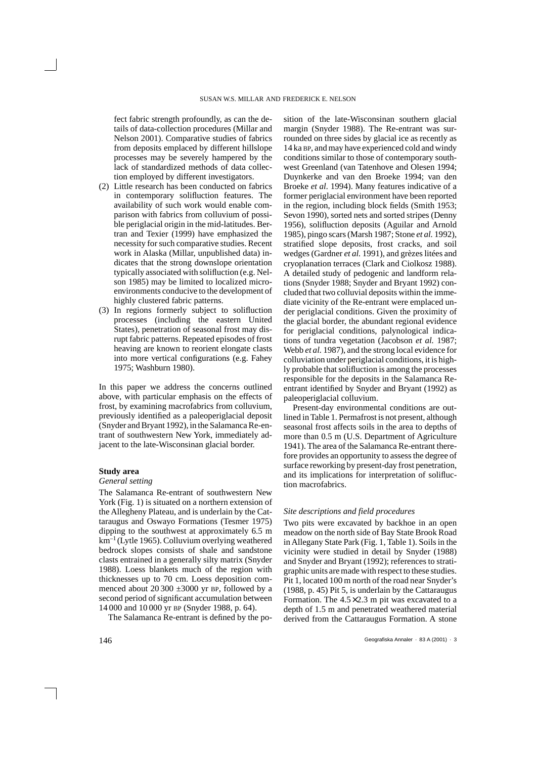fect fabric strength profoundly, as can the details of data-collection procedures (Millar and Nelson 2001). Comparative studies of fabrics from deposits emplaced by different hillslope processes may be severely hampered by the lack of standardized methods of data collection employed by different investigators.

(2) Little research has been conducted on fabrics in contemporary solifluction features. The availability of such work would enable comparison with fabrics from colluvium of possible periglacial origin in the mid-latitudes. Bertran and Texier (1999) have emphasized the necessity for such comparative studies. Recent work in Alaska (Millar, unpublished data) indicates that the strong downslope orientation typically associated with solifluction (e.g. Nelson 1985) may be limited to localized microenvironments conducive to the development of highly clustered fabric patterns.

(3) In regions formerly subject to solifluction processes (including the eastern United States), penetration of seasonal frost may disrupt fabric patterns. Repeated episodes of frost heaving are known to reorient elongate clasts into more vertical configurations (e.g. Fahey 1975; Washburn 1980).

In this paper we address the concerns outlined above, with particular emphasis on the effects of frost, by examining macrofabrics from colluvium, previously identified as a paleoperiglacial deposit (Snyder and Bryant 1992), in the Salamanca Re-entrant of southwestern New York, immediately adjacent to the late-Wisconsinan glacial border.

## Study area

### *General setting*

The Salamanca Re-entrant of southwestern New York (Fig. 1) is situated on a northern extension of the Allegheny Plateau, and is underlain by the Cattaraugus and Oswayo Formations (Tesmer 1975) dipping to the southwest at approximately 6.5 m $km^{-1}$ (Lytle 1965). Colluvium overlying weathered bedrock slopes consists of shale and sandstone clasts entrained in a generally silty matrix (Snyder 1988). Loess blankets much of the region with thicknesses up to 70 cm. Loess deposition commenced about 20 300 ±3000 yr BP, followed by a second period of significant accumulation between 14 000 and 10 000 yr BP (Snyder 1988, p. 64).

The Salamanca Re-entrant is defined by the position of the late-Wisconsinan southern glacial margin (Snyder 1988). The Re-entrant was surrounded on three sides by glacial ice as recently as 14 ka BP, and may have experienced cold and windy conditions similar to those of contemporary southwest Greenland (van Tatenhove and Olesen 1994; Duynkerke and van den Broeke 1994; van den Broeke *et al*. 1994). Many features indicative of a former periglacial environment have been reported in the region, including block fields (Smith 1953; Sevon 1990), sorted nets and sorted stripes (Denny 1956), solifluction deposits (Aguilar and Arnold 1985), pingo scars (Marsh 1987; Stone *et al.* 1992), stratified slope deposits, frost cracks, and soil wedges (Gardner *et al.* 1991), and grèzes litées and cryoplanation terraces (Clark and Ciolkosz 1988). A detailed study of pedogenic and landform relations (Snyder 1988; Snyder and Bryant 1992) concluded that two colluvial deposits within the immediate vicinity of the Re-entrant were emplaced under periglacial conditions. Given the proximity of the glacial border, the abundant regional evidence for periglacial conditions, palynological indications of tundra vegetation (Jacobson *et al.* 1987; Webb *et al.* 1987), and the strong local evidence for colluviation under periglacial conditions, it is highly probable that solifluction is among the processes responsible for the deposits in the Salamanca Re-entrant identified by Snyder and Bryant (1992) as paleoperiglacial colluvium.

Present-day environmental conditions are outlined in Table 1. Permafrost is not present, although seasonal frost affects soils in the area to depths of more than 0.5 m (U.S. Department of Agriculture 1941). The area of the Salamanca Re-entrant therefore provides an opportunity to assess the degree of surface reworking by present-day frost penetration, and its implications for interpretation of solifluction macrofabrics.

### *Site descriptions and field procedures*

Two pits were excavated by backhoe in an open meadow on the north side of Bay State Brook Road in Allegany State Park (Fig. 1, Table 1). Soils in the vicinity were studied in detail by Snyder (1988) and Snyder and Bryant (1992); references to stratigraphic units are made with respect to these studies. Pit 1, located 100 m north of the road near Snyder's (1988, p. 45) Pit 5, is underlain by the Cattaraugus Formation. The 4.5×2.3 m pit was excavated to a depth of 1.5 m and penetrated weathered material derived from the Cattaraugus Formation. A stone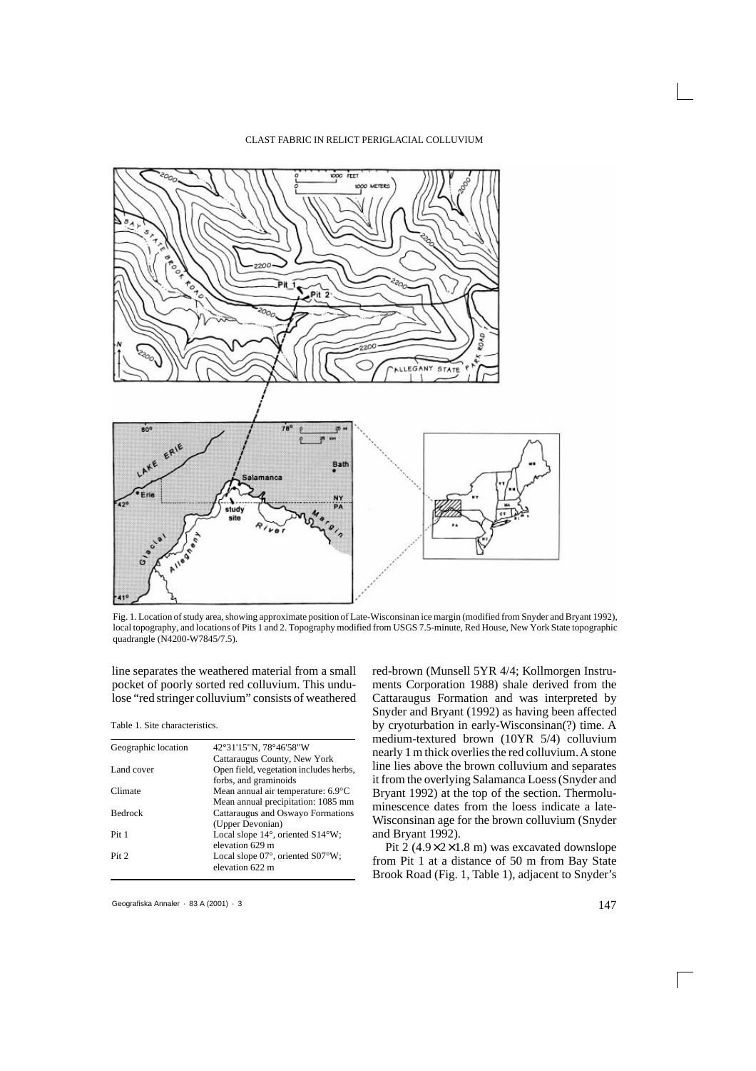Fig. 1. Location of study area, showing approximate position of Late-Wisconsinan ice margin (modified from Snyder and Bryant 1992), local topography, and locations of Pits 1 and 2. Topography modified from USGS 7.5-minute, Red House, New York State topographic quadrangle (N4200-W7845/7.5).

line separates the weathered material from a small pocket of poorly sorted red colluvium. This undulose "red stringer colluvium" consists of weathered red-brown (Munsell 5YR 4/4; Kollmorgen Instruments Corporation 1988) shale derived from the Cattaraugus Formation and was interpreted by Snyder and Bryant (1992) as having been affected by cryoturbation in early-Wisconsinan(?) time. A medium-textured brown (10YR 5/4) colluvium nearly 1 m thick overlies the red colluvium. A stone line lies above the brown colluvium and separates it from the overlying Salamanca Loess (Snyder and Bryant 1992) at the top of the section. Thermoluminescence dates from the loess indicate a late-Wisconsinan age for the brown colluvium (Snyder and Bryant 1992).

Table 1. Site characteristics.

| | |
|---|---|
| Geographic location | 42°31'15"N, 78°46'58"W<br>Cattaraugus County, New York |
| Land cover | Open field, vegetation includes herbs, forbs, and graminoids |
| Climate | Mean annual air temperature: 6.9°C<br>Mean annual precipitation: 1085 mm |
| Bedrock | Cattaraugus and Oswayo Formations (Upper Devonian) |
| Pit 1 | Local slope 14°, oriented S14°W; elevation 629 m |
| Pit 2 | Local slope 07°, oriented S07°W; elevation 622 m |

Pit 2 ($4.9 \times 2 \times 1.8$ m) was excavated downslope from Pit 1 at a distance of 50 m from Bay State Brook Road (Fig. 1, Table 1), adjacent to Snyder's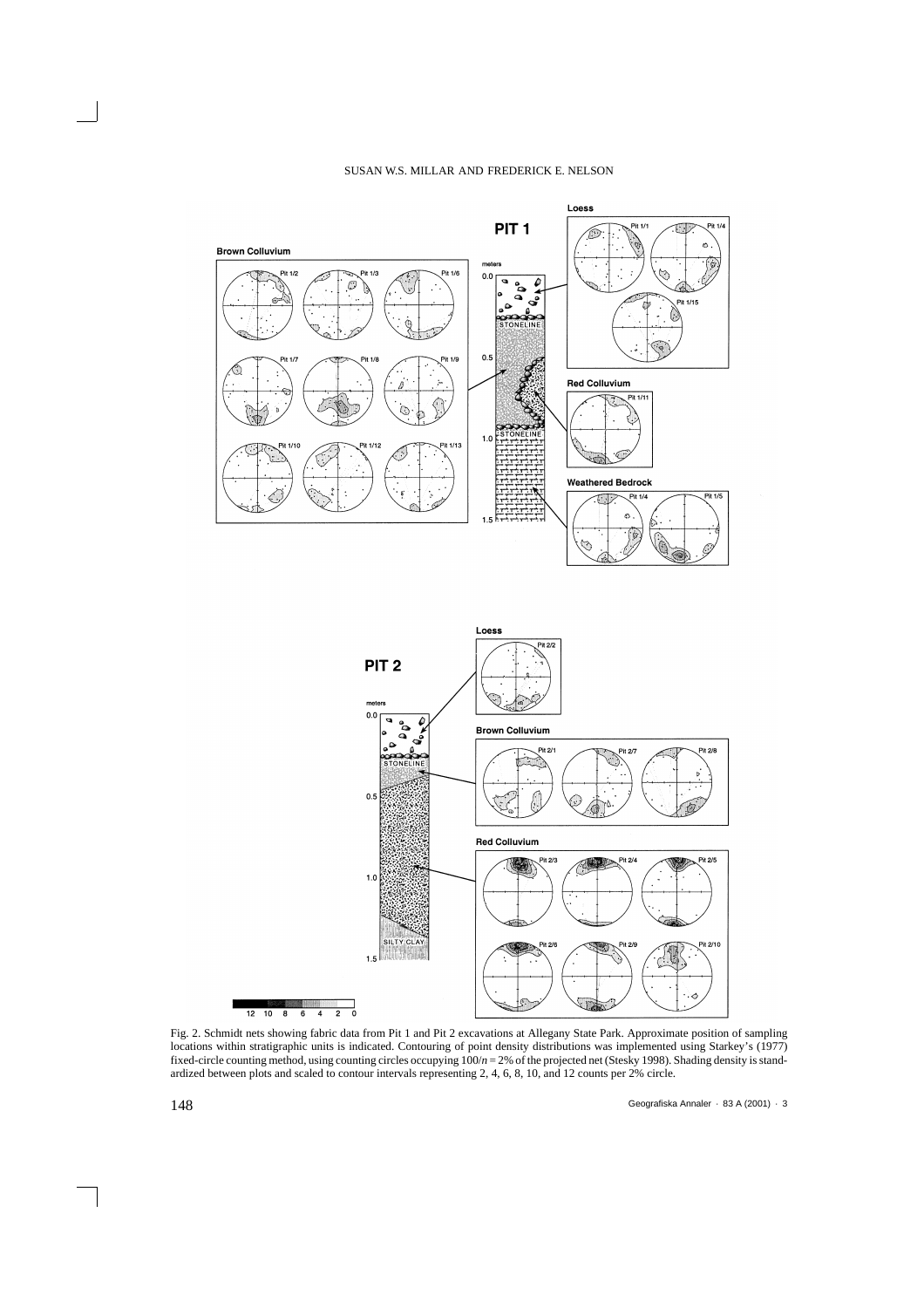Fig. 2. Schmidt nets showing fabric data from Pit 1 and Pit 2 excavations at Allegany State Park. Approximate position of sampling locations within stratigraphic units is indicated. Contouring of point density distributions was implemented using Starkey's (1977) fixed-circle counting method, using counting circles occupying $100/n = 2\%$ of the projected net (Stesky 1998). Shading density is standardized between plots and scaled to contour intervals representing 2, 4, 6, 8, 10, and 12 counts per 2% circle.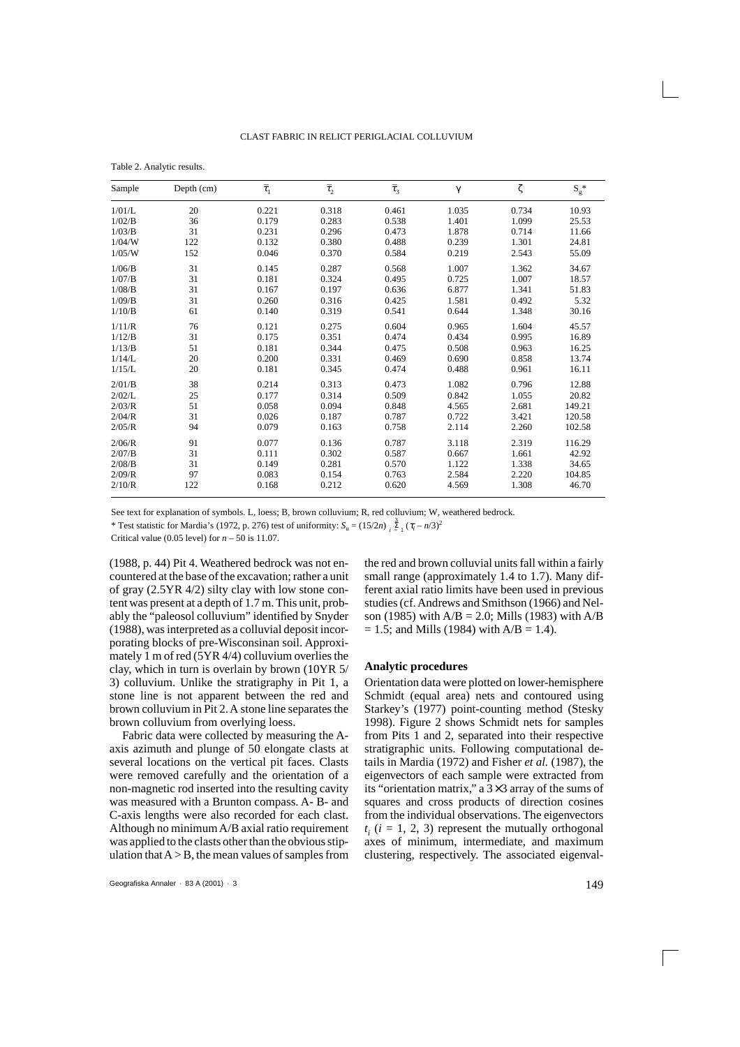Table 2. Analytic results.

| Sample | Depth (cm) | $\bar{\tau}_1$ | $\bar{\tau}_2$ | $\bar{\tau}_3$ | γ | ζ | $S_g$* |
|---|---|---|---|---|---|---|---|
| 1/01/L | 20 | 0.221 | 0.318 | 0.461 | 1.035 | 0.734 | 10.93 |
| 1/02/B | 36 | 0.179 | 0.283 | 0.538 | 1.401 | 1.099 | 25.53 |
| 1/03/B | 31 | 0.231 | 0.296 | 0.473 | 1.878 | 0.714 | 11.66 |
| 1/04/W | 122 | 0.132 | 0.380 | 0.488 | 0.239 | 1.301 | 24.81 |
| 1/05/W | 152 | 0.046 | 0.370 | 0.584 | 0.219 | 2.543 | 55.09 |
| 1/06/B | 31 | 0.145 | 0.287 | 0.568 | 1.007 | 1.362 | 34.67 |
| 1/07/B | 31 | 0.181 | 0.324 | 0.495 | 0.725 | 1.007 | 18.57 |
| 1/08/B | 31 | 0.167 | 0.197 | 0.636 | 6.877 | 1.341 | 51.83 |
| 1/09/B | 31 | 0.260 | 0.316 | 0.425 | 1.581 | 0.492 | 5.32 |
| 1/10/B | 61 | 0.140 | 0.319 | 0.541 | 0.644 | 1.348 | 30.16 |
| 1/11/R | 76 | 0.121 | 0.275 | 0.604 | 0.965 | 1.604 | 45.57 |
| 1/12/B | 31 | 0.175 | 0.351 | 0.474 | 0.434 | 0.995 | 16.89 |
| 1/13/B | 51 | 0.181 | 0.344 | 0.475 | 0.508 | 0.963 | 16.25 |
| 1/14/L | 20 | 0.200 | 0.331 | 0.469 | 0.690 | 0.858 | 13.74 |
| 1/15/L | 20 | 0.181 | 0.345 | 0.474 | 0.488 | 0.961 | 16.11 |
| 2/01/B | 38 | 0.214 | 0.313 | 0.473 | 1.082 | 0.796 | 12.88 |
| 2/02/L | 25 | 0.177 | 0.314 | 0.509 | 0.842 | 1.055 | 20.82 |
| 2/03/R | 51 | 0.058 | 0.094 | 0.848 | 4.565 | 2.681 | 149.21 |
| 2/04/R | 31 | 0.026 | 0.187 | 0.787 | 0.722 | 3.421 | 120.58 |
| 2/05/R | 94 | 0.079 | 0.163 | 0.758 | 2.114 | 2.260 | 102.58 |
| 2/06/R | 91 | 0.077 | 0.136 | 0.787 | 3.118 | 2.319 | 116.29 |
| 2/07/B | 31 | 0.111 | 0.302 | 0.587 | 0.667 | 1.661 | 42.92 |
| 2/08/B | 31 | 0.149 | 0.281 | 0.570 | 1.122 | 1.338 | 34.65 |
| 2/09/R | 97 | 0.083 | 0.154 | 0.763 | 2.584 | 2.220 | 104.85 |
| 2/10/R | 122 | 0.168 | 0.212 | 0.620 | 4.569 | 1.308 | 46.70 |

See text for explanation of symbols. L, loess; B, brown colluvium; R, red colluvium; W, weathered bedrock.

* Test statistic for Mardia's (1972, p. 276) test of uniformity: $S_u = (15/2n) \sum_{i=1}^{3} (\tau_i - n/3)^2$

Critical value (0.05 level) for $n$ – 50 is 11.07.

(1988, p. 44) Pit 4. Weathered bedrock was not encountered at the base of the excavation; rather a unit of gray (2.5YR 4/2) silty clay with low stone content was present at a depth of 1.7 m. This unit, probably the "paleosol colluvium" identified by Snyder (1988), was interpreted as a colluvial deposit incorporating blocks of pre-Wisconsinan soil. Approximately 1 m of red (5YR 4/4) colluvium overlies the clay, which in turn is overlain by brown (10YR 5/3) colluvium. Unlike the stratigraphy in Pit 1, a stone line is not apparent between the red and brown colluvium in Pit 2. A stone line separates the brown colluvium from overlying loess.

Fabric data were collected by measuring the A-axis azimuth and plunge of 50 elongate clasts at several locations on the vertical pit faces. Clasts were removed carefully and the orientation of a non-magnetic rod inserted into the resulting cavity was measured with a Brunton compass. A- B- and C-axis lengths were also recorded for each clast. Although no minimum A/B axial ratio requirement was applied to the clasts other than the obvious stipulation that A > B, the mean values of samples from the red and brown colluvial units fall within a fairly small range (approximately 1.4 to 1.7). Many different axial ratio limits have been used in previous studies (cf. Andrews and Smithson (1966) and Nelson (1985) with A/B = 2.0; Mills (1983) with A/B = 1.5; and Mills (1984) with A/B = 1.4).

### Analytic procedures

Orientation data were plotted on lower-hemisphere Schmidt (equal area) nets and contoured using Starkey's (1977) point-counting method (Stesky 1998). Figure 2 shows Schmidt nets for samples from Pits 1 and 2, separated into their respective stratigraphic units. Following computational details in Mardia (1972) and Fisher *et al.* (1987), the eigenvectors of each sample were extracted from its "orientation matrix," a 3×3 array of the sums of squares and cross products of direction cosines from the individual observations. The eigenvectors $t_i$ ($i$ = 1, 2, 3) represent the mutually orthogonal axes of minimum, intermediate, and maximum clustering, respectively. The associated eigenval-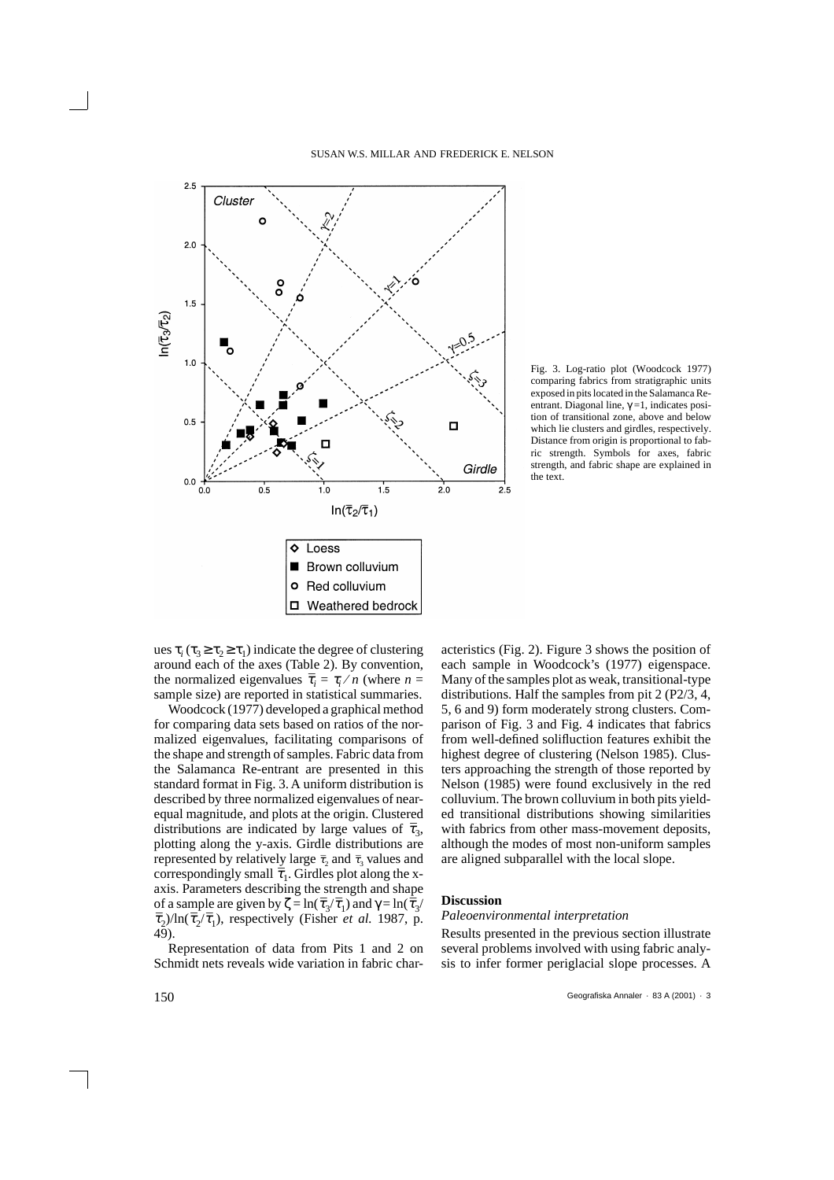Fig. 3. Log-ratio plot (Woodcock 1977) comparing fabrics from stratigraphic units exposed in pits located in the Salamanca Re-entrant. Diagonal line, $\gamma$ =1, indicates position of transitional zone, above and below which lie clusters and girdles, respectively. Distance from origin is proportional to fabric strength. Symbols for axes, fabric strength, and fabric shape are explained in the text.

ues $\tau_i$ ($\tau_3 \geq \tau_2 \geq \tau_1$) indicate the degree of clustering around each of the axes (Table 2). By convention, the normalized eigenvalues $\bar{\tau}_i = \tau_i / n$ (where $n$ = sample size) are reported in statistical summaries.

Woodcock (1977) developed a graphical method for comparing data sets based on ratios of the normalized eigenvalues, facilitating comparisons of the shape and strength of samples. Fabric data from the Salamanca Re-entrant are presented in this standard format in Fig. 3. A uniform distribution is described by three normalized eigenvalues of near-equal magnitude, and plots at the origin. Clustered distributions are indicated by large values of $\bar{\tau}_3$, plotting along the y-axis. Girdle distributions are represented by relatively large $\bar{\tau}_2$ and $\bar{\tau}_3$ values and correspondingly small $\bar{\tau}_1$. Girdles plot along the x-axis. Parameters describing the strength and shape of a sample are given by $\zeta = \ln(\bar{\tau}_3/\bar{\tau}_1)$ and $\gamma = \ln(\bar{\tau}_3/\bar{\tau}_2)/\ln(\bar{\tau}_2/\bar{\tau}_1)$, respectively (Fisher *et al.* 1987, p. 49).

Representation of data from Pits 1 and 2 on Schmidt nets reveals wide variation in fabric characteristics (Fig. 2). Figure 3 shows the position of each sample in Woodcock's (1977) eigenspace. Many of the samples plot as weak, transitional-type distributions. Half the samples from pit 2 (P2/3, 4, 5, 6 and 9) form moderately strong clusters. Comparison of Fig. 3 and Fig. 4 indicates that fabrics from well-defined solifluction features exhibit the highest degree of clustering (Nelson 1985). Clusters approaching the strength of those reported by Nelson (1985) were found exclusively in the red colluvium. The brown colluvium in both pits yielded transitional distributions showing similarities with fabrics from other mass-movement deposits, although the modes of most non-uniform samples are aligned subparallel with the local slope.

## Discussion

### *Paleoenvironmental interpretation*

Results presented in the previous section illustrate several problems involved with using fabric analysis to infer former periglacial slope processes. A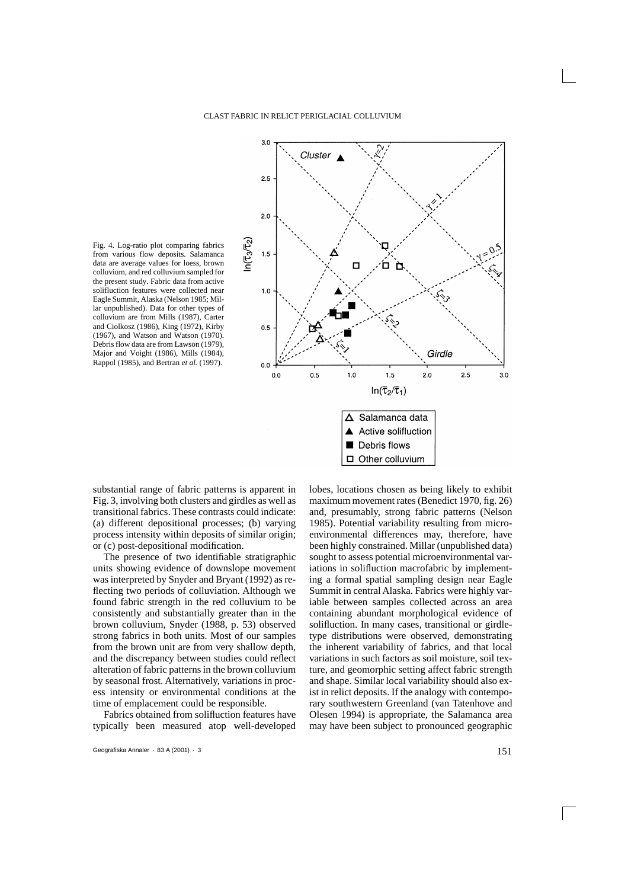Fig. 4. Log-ratio plot comparing fabrics from various flow deposits. Salamanca data are average values for loess, brown colluvium, and red colluvium sampled for the present study. Fabric data from active solifluction features were collected near Eagle Summit, Alaska (Nelson 1985; Millar unpublished). Data for other types of colluvium are from Mills (1987), Carter and Ciolkosz (1986), King (1972), Kirby (1967), and Watson and Watson (1970). Debris flow data are from Lawson (1979), Major and Voight (1986), Mills (1984), Rappol (1985), and Bertran *et al.* (1997).

substantial range of fabric patterns is apparent in Fig. 3, involving both clusters and girdles as well as transitional fabrics. These contrasts could indicate: (a) different depositional processes; (b) varying process intensity within deposits of similar origin; or (c) post-depositional modification.

The presence of two identifiable stratigraphic units showing evidence of downslope movement was interpreted by Snyder and Bryant (1992) as reflecting two periods of colluviation. Although we found fabric strength in the red colluvium to be consistently and substantially greater than in the brown colluvium, Snyder (1988, p. 53) observed strong fabrics in both units. Most of our samples from the brown unit are from very shallow depth, and the discrepancy between studies could reflect alteration of fabric patterns in the brown colluvium by seasonal frost. Alternatively, variations in process intensity or environmental conditions at the time of emplacement could be responsible.

Fabrics obtained from solifluction features have typically been measured atop well-developed lobes, locations chosen as being likely to exhibit maximum movement rates (Benedict 1970, fig. 26) and, presumably, strong fabric patterns (Nelson 1985). Potential variability resulting from microenvironmental differences may, therefore, have been highly constrained. Millar (unpublished data) sought to assess potential microenvironmental variations in solifluction macrofabric by implementing a formal spatial sampling design near Eagle Summit in central Alaska. Fabrics were highly variable between samples collected across an area containing abundant morphological evidence of solifluction. In many cases, transitional or girdle-type distributions were observed, demonstrating the inherent variability of fabrics, and that local variations in such factors as soil moisture, soil texture, and geomorphic setting affect fabric strength and shape. Similar local variability should also exist in relict deposits. If the analogy with contemporary southwestern Greenland (van Tatenhove and Olesen 1994) is appropriate, the Salamanca area may have been subject to pronounced geographic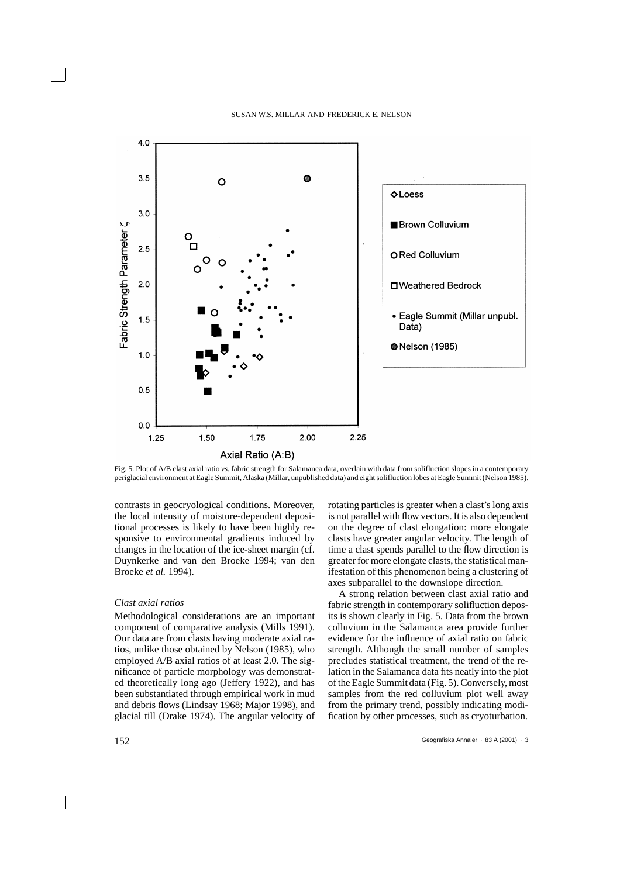Fig. 5. Plot of A/B clast axial ratio *vs.* fabric strength for Salamanca data, overlain with data from solifluction slopes in a contemporary periglacial environment at Eagle Summit, Alaska (Millar, unpublished data) and eight solifluction lobes at Eagle Summit (Nelson 1985).

contrasts in geocryological conditions. Moreover, the local intensity of moisture-dependent depositional processes is likely to have been highly responsive to environmental gradients induced by changes in the location of the ice-sheet margin (cf. Duynkerke and van den Broeke 1994; van den Broeke *et al.* 1994).

### *Clast axial ratios*

Methodological considerations are an important component of comparative analysis (Mills 1991). Our data are from clasts having moderate axial ratios, unlike those obtained by Nelson (1985), who employed A/B axial ratios of at least 2.0. The significance of particle morphology was demonstrated theoretically long ago (Jeffery 1922), and has been substantiated through empirical work in mud and debris flows (Lindsay 1968; Major 1998), and glacial till (Drake 1974). The angular velocity of rotating particles is greater when a clast's long axis is not parallel with flow vectors. It is also dependent on the degree of clast elongation: more elongate clasts have greater angular velocity. The length of time a clast spends parallel to the flow direction is greater for more elongate clasts, the statistical manifestation of this phenomenon being a clustering of axes subparallel to the downslope direction.

A strong relation between clast axial ratio and fabric strength in contemporary solifluction deposits is shown clearly in Fig. 5. Data from the brown colluvium in the Salamanca area provide further evidence for the influence of axial ratio on fabric strength. Although the small number of samples precludes statistical treatment, the trend of the relation in the Salamanca data fits neatly into the plot of the Eagle Summit data (Fig. 5). Conversely, most samples from the red colluvium plot well away from the primary trend, possibly indicating modification by other processes, such as cryoturbation.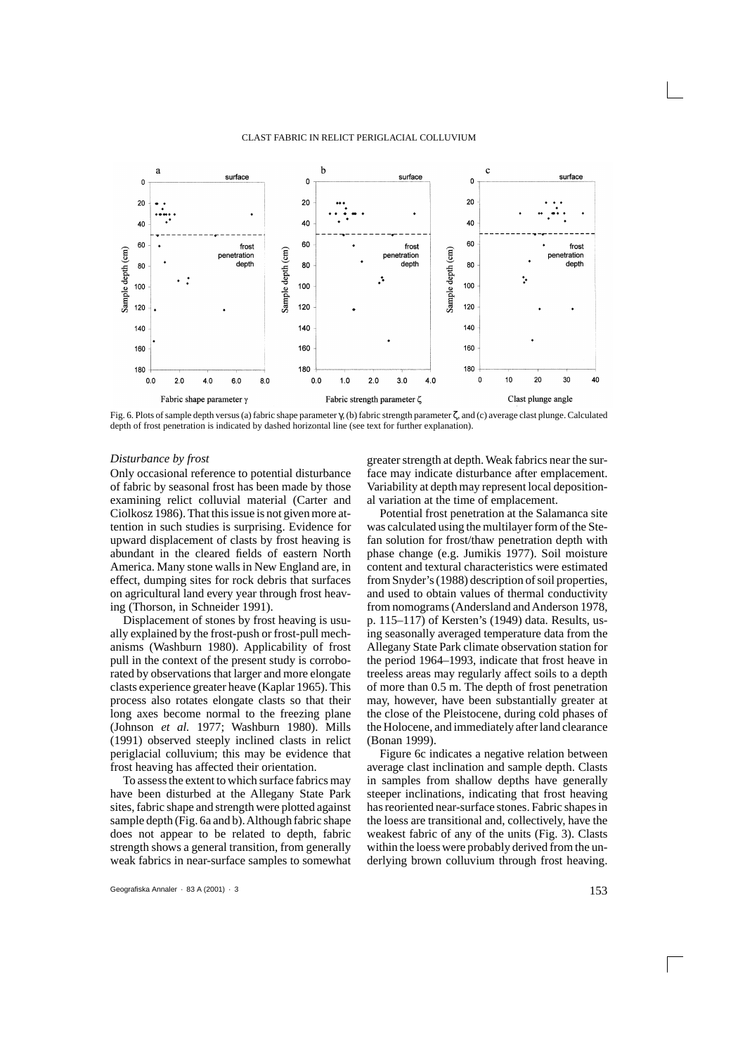Fig. 6. Plots of sample depth versus (a) fabric shape parameter $\gamma$, (b) fabric strength parameter $\zeta$, and (c) average clast plunge. Calculated depth of frost penetration is indicated by dashed horizontal line (see text for further explanation).

### *Disturbance by frost*

Only occasional reference to potential disturbance of fabric by seasonal frost has been made by those examining relict colluvial material (Carter and Ciolkosz 1986). That this issue is not given more attention in such studies is surprising. Evidence for upward displacement of clasts by frost heaving is abundant in the cleared fields of eastern North America. Many stone walls in New England are, in effect, dumping sites for rock debris that surfaces on agricultural land every year through frost heaving (Thorson, in Schneider 1991).

Displacement of stones by frost heaving is usually explained by the frost-push or frost-pull mechanisms (Washburn 1980). Applicability of frost pull in the context of the present study is corroborated by observations that larger and more elongate clasts experience greater heave (Kaplar 1965). This process also rotates elongate clasts so that their long axes become normal to the freezing plane (Johnson *et al.* 1977; Washburn 1980). Mills (1991) observed steeply inclined clasts in relict periglacial colluvium; this may be evidence that frost heaving has affected their orientation.

To assess the extent to which surface fabrics may have been disturbed at the Allegany State Park sites, fabric shape and strength were plotted against sample depth (Fig. 6a and b). Although fabric shape does not appear to be related to depth, fabric strength shows a general transition, from generally weak fabrics in near-surface samples to somewhat greater strength at depth. Weak fabrics near the surface may indicate disturbance after emplacement. Variability at depth may represent local depositional variation at the time of emplacement.

Potential frost penetration at the Salamanca site was calculated using the multilayer form of the Stefan solution for frost/thaw penetration depth with phase change (e.g. Jumikis 1977). Soil moisture content and textural characteristics were estimated from Snyder's (1988) description of soil properties, and used to obtain values of thermal conductivity from nomograms (Andersland and Anderson 1978, p. 115–117) of Kersten's (1949) data. Results, using seasonally averaged temperature data from the Allegany State Park climate observation station for the period 1964–1993, indicate that frost heave in treeless areas may regularly affect soils to a depth of more than 0.5 m. The depth of frost penetration may, however, have been substantially greater at the close of the Pleistocene, during cold phases of the Holocene, and immediately after land clearance (Bonan 1999).

Figure 6c indicates a negative relation between average clast inclination and sample depth. Clasts in samples from shallow depths have generally steeper inclinations, indicating that frost heaving has reoriented near-surface stones. Fabric shapes in the loess are transitional and, collectively, have the weakest fabric of any of the units (Fig. 3). Clasts within the loess were probably derived from the underlying brown colluvium through frost heaving.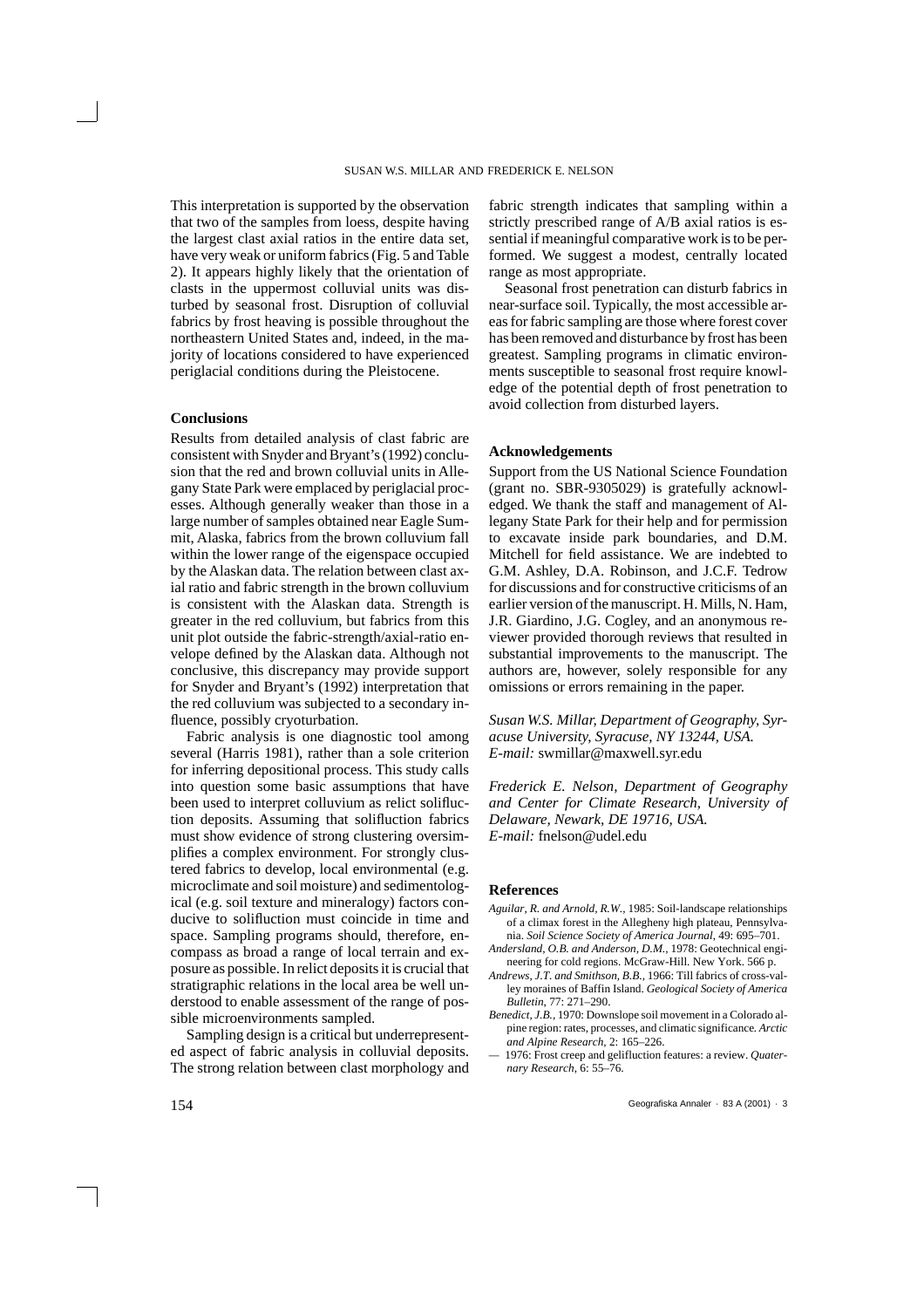This interpretation is supported by the observation that two of the samples from loess, despite having the largest clast axial ratios in the entire data set, have very weak or uniform fabrics (Fig. 5 and Table 2). It appears highly likely that the orientation of clasts in the uppermost colluvial units was disturbed by seasonal frost. Disruption of colluvial fabrics by frost heaving is possible throughout the northeastern United States and, indeed, in the majority of locations considered to have experienced periglacial conditions during the Pleistocene.

### Conclusions

Results from detailed analysis of clast fabric are consistent with Snyder and Bryant's (1992) conclusion that the red and brown colluvial units in Allegany State Park were emplaced by periglacial processes. Although generally weaker than those in a large number of samples obtained near Eagle Summit, Alaska, fabrics from the brown colluvium fall within the lower range of the eigenspace occupied by the Alaskan data. The relation between clast axial ratio and fabric strength in the brown colluvium is consistent with the Alaskan data. Strength is greater in the red colluvium, but fabrics from this unit plot outside the fabric-strength/axial-ratio envelope defined by the Alaskan data. Although not conclusive, this discrepancy may provide support for Snyder and Bryant's (1992) interpretation that the red colluvium was subjected to a secondary influence, possibly cryoturbation.

Fabric analysis is one diagnostic tool among several (Harris 1981), rather than a sole criterion for inferring depositional process. This study calls into question some basic assumptions that have been used to interpret colluvium as relict solifluction deposits. Assuming that solifluction fabrics must show evidence of strong clustering oversimplifies a complex environment. For strongly clustered fabrics to develop, local environmental (e.g. microclimate and soil moisture) and sedimentological (e.g. soil texture and mineralogy) factors conducive to solifluction must coincide in time and space. Sampling programs should, therefore, encompass as broad a range of local terrain and exposure as possible. In relict deposits it is crucial that stratigraphic relations in the local area be well understood to enable assessment of the range of possible microenvironments sampled.

Sampling design is a critical but underrepresented aspect of fabric analysis in colluvial deposits. The strong relation between clast morphology and fabric strength indicates that sampling within a strictly prescribed range of A/B axial ratios is essential if meaningful comparative work is to be performed. We suggest a modest, centrally located range as most appropriate.

Seasonal frost penetration can disturb fabrics in near-surface soil. Typically, the most accessible areas for fabric sampling are those where forest cover has been removed and disturbance by frost has been greatest. Sampling programs in climatic environments susceptible to seasonal frost require knowledge of the potential depth of frost penetration to avoid collection from disturbed layers.

### Acknowledgements

Support from the US National Science Foundation (grant no. SBR-9305029) is gratefully acknowledged. We thank the staff and management of Allegany State Park for their help and for permission to excavate inside park boundaries, and D.M. Mitchell for field assistance. We are indebted to G.M. Ashley, D.A. Robinson, and J.C.F. Tedrow for discussions and for constructive criticisms of an earlier version of the manuscript. H. Mills, N. Ham, J.R. Giardino, J.G. Cogley, and an anonymous reviewer provided thorough reviews that resulted in substantial improvements to the manuscript. The authors are, however, solely responsible for any omissions or errors remaining in the paper.

*Susan W.S. Millar, Department of Geography, Syracuse University, Syracuse, NY 13244, USA.*
*E-mail:* swmillar@maxwell.syr.edu

*Frederick E. Nelson, Department of Geography and Center for Climate Research, University of Delaware, Newark, DE 19716, USA.*
*E-mail:* fnelson@udel.edu

### References

*Aguilar, R. and Arnold, R.W.*, 1985: Soil-landscape relationships of a climax forest in the Allegheny high plateau, Pennsylvania. *Soil Science Society of America Journal*, 49: 695–701.

*Andersland, O.B. and Anderson, D.M.*, 1978: Geotechnical engineering for cold regions. McGraw-Hill. New York. 566 p.

*Andrews, J.T. and Smithson, B.B.*, 1966: Till fabrics of cross-valley moraines of Baffin Island. *Geological Society of America Bulletin*, 77: 271–290.

*Benedict, J.B.*, 1970: Downslope soil movement in a Colorado alpine region: rates, processes, and climatic significance. *Arctic and Alpine Research*, 2: 165–226.

— 1976: Frost creep and gelifluction features: a review. *Quaternary Research*, 6: 55–76.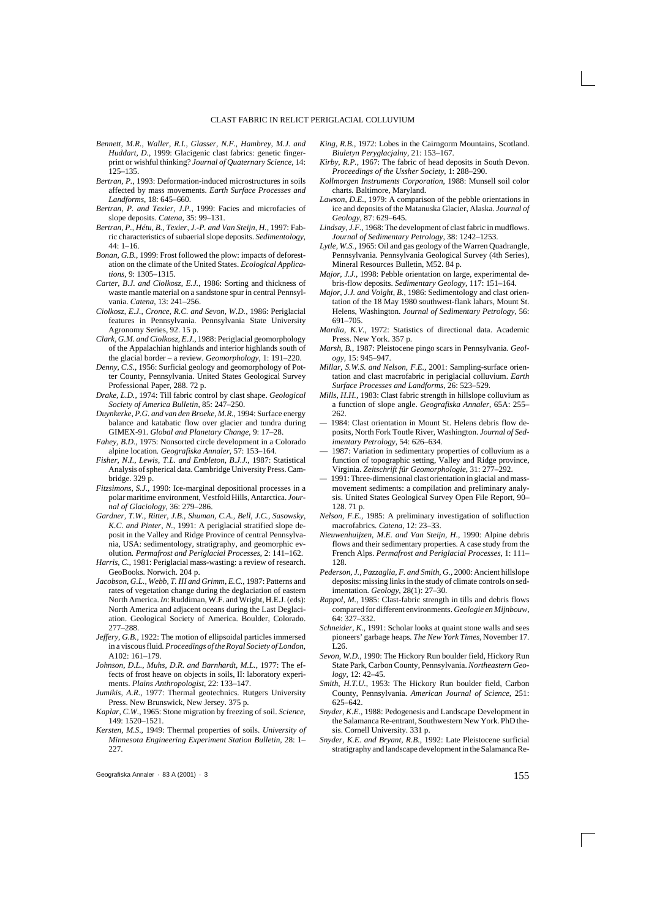*Bennett, M.R., Waller, R.I., Glasser, N.F., Hambrey, M.J. and Huddart, D.*, 1999: Glacigenic clast fabrics: genetic fingerprint or wishful thinking? *Journal of Quaternary Science*, 14: 125–135.

*Bertran, P.*, 1993: Deformation-induced microstructures in soils affected by mass movements. *Earth Surface Processes and Landforms*, 18: 645–660.

*Bertran, P. and Texier, J.P.*, 1999: Facies and microfacies of slope deposits. *Catena*, 35: 99–131.

*Bertran, P., Hétu, B., Texier, J.-P. and Van Steijn, H.*, 1997: Fabric characteristics of subaerial slope deposits. *Sedimentology*, 44: 1–16.

*Bonan, G.B.*, 1999: Frost followed the plow: impacts of deforestation on the climate of the United States. *Ecological Applications*, 9: 1305–1315.

*Carter, B.J. and Ciolkosz, E.J.*, 1986: Sorting and thickness of waste mantle material on a sandstone spur in central Pennsylvania. *Catena*, 13: 241–256.

*Ciolkosz, E.J., Cronce, R.C. and Sevon, W.D.*, 1986: Periglacial features in Pennsylvania. Pennsylvania State University Agronomy Series, 92. 15 p.

*Clark, G.M. and Ciolkosz, E.J.*, 1988: Periglacial geomorphology of the Appalachian highlands and interior highlands south of the glacial border – a review. *Geomorphology*, 1: 191–220.

*Denny, C.S.*, 1956: Surficial geology and geomorphology of Potter County, Pennsylvania. United States Geological Survey Professional Paper, 288. 72 p.

*Drake, L.D.*, 1974: Till fabric control by clast shape. *Geological Society of America Bulletin*, 85: 247–250.

*Duynkerke, P.G. and van den Broeke, M.R.*, 1994: Surface energy balance and katabatic flow over glacier and tundra during GIMEX-91. *Global and Planetary Change*, 9: 17–28.

*Fahey, B.D.*, 1975: Nonsorted circle development in a Colorado alpine location. *Geografiska Annaler*, 57: 153–164.

*Fisher, N.I., Lewis, T.L. and Embleton, B.J.J.*, 1987: Statistical Analysis of spherical data. Cambridge University Press. Cambridge. 329 p.

*Fitzsimons, S.J.*, 1990: Ice-marginal depositional processes in a polar maritime environment, Vestfold Hills, Antarctica. *Journal of Glaciology*, 36: 279–286.

*Gardner, T.W., Ritter, J.B., Shuman, C.A., Bell, J.C., Sasowsky, K.C. and Pinter, N.*, 1991: A periglacial stratified slope deposit in the Valley and Ridge Province of central Pennsylvania, USA: sedimentology, stratigraphy, and geomorphic evolution. *Permafrost and Periglacial Processes*, 2: 141–162.

*Harris, C.*, 1981: Periglacial mass-wasting: a review of research. GeoBooks. Norwich. 204 p.

*Jacobson, G.L., Webb, T. III and Grimm, E.C.*, 1987: Patterns and rates of vegetation change during the deglaciation of eastern North America. *In*: Ruddiman, W.F. and Wright, H.E.J. (eds): North America and adjacent oceans during the Last Deglaciation. Geological Society of America. Boulder, Colorado. 277–288.

*Jeffery, G.B.*, 1922: The motion of ellipsoidal particles immersed in a viscous fluid. *Proceedings of the Royal Society of London*, A102: 161–179.

*Johnson, D.L., Muhs, D.R. and Barnhardt, M.L.*, 1977: The effects of frost heave on objects in soils, II: laboratory experiments. *Plains Anthropologist*, 22: 133–147.

*Jumikis, A.R.*, 1977: Thermal geotechnics. Rutgers University Press. New Brunswick, New Jersey. 375 p.

*Kaplar, C.W.*, 1965: Stone migration by freezing of soil. *Science*, 149: 1520–1521.

*Kersten, M.S.*, 1949: Thermal properties of soils. *University of Minnesota Engineering Experiment Station Bulletin*, 28: 1–227.

*King, R.B.*, 1972: Lobes in the Cairngorm Mountains, Scotland. *Biuletyn Peryglacjalny*, 21: 153–167.

*Kirby, R.P.*, 1967: The fabric of head deposits in South Devon. *Proceedings of the Ussher Society*, 1: 288–290.

*Kollmorgen Instruments Corporation*, 1988: Munsell soil color charts. Baltimore, Maryland.

*Lawson, D.E.*, 1979: A comparison of the pebble orientations in ice and deposits of the Matanuska Glacier, Alaska. *Journal of Geology*, 87: 629–645.

*Lindsay, J.F.*, 1968: The development of clast fabric in mudflows. *Journal of Sedimentary Petrology*, 38: 1242–1253.

*Lytle, W.S.*, 1965: Oil and gas geology of the Warren Quadrangle, Pennsylvania. Pennsylvania Geological Survey (4th Series), Mineral Resources Bulletin, M52. 84 p.

*Major, J.J.*, 1998: Pebble orientation on large, experimental debris-flow deposits. *Sedimentary Geology*, 117: 151–164.

*Major, J.J. and Voight, B.*, 1986: Sedimentology and clast orientation of the 18 May 1980 southwest-flank lahars, Mount St. Helens, Washington. *Journal of Sedimentary Petrology*, 56: 691–705.

*Mardia, K.V.*, 1972: Statistics of directional data. Academic Press. New York. 357 p.

*Marsh, B.*, 1987: Pleistocene pingo scars in Pennsylvania. *Geology*, 15: 945–947.

*Millar, S.W.S. and Nelson, F.E.*, 2001: Sampling-surface orientation and clast macrofabric in periglacial colluvium. *Earth Surface Processes and Landforms*, 26: 523–529.

*Mills, H.H.*, 1983: Clast fabric strength in hillslope colluvium as a function of slope angle. *Geografiska Annaler*, 65A: 255–262.

— 1984: Clast orientation in Mount St. Helens debris flow deposits, North Fork Toutle River, Washington. *Journal of Sedimentary Petrology*, 54: 626–634.

— 1987: Variation in sedimentary properties of colluvium as a function of topographic setting, Valley and Ridge province, Virginia. *Zeitschrift für Geomorphologie*, 31: 277–292.

— 1991: Three-dimensional clast orientation in glacial and mass-movement sediments: a compilation and preliminary analysis. United States Geological Survey Open File Report, 90–128. 71 p.

*Nelson, F.E.*, 1985: A preliminary investigation of solifluction macrofabrics. *Catena*, 12: 23–33.

*Nieuwenhuijzen, M.E. and Van Steijn, H.*, 1990: Alpine debris flows and their sedimentary properties. A case study from the French Alps. *Permafrost and Periglacial Processes*, 1: 111–128.

*Pederson, J., Pazzaglia, F. and Smith, G.*, 2000: Ancient hillslope deposits: missing links in the study of climate controls on sedimentation. *Geology*, 28(1): 27–30.

*Rappol, M.*, 1985: Clast-fabric strength in tills and debris flows compared for different environments. *Geologie en Mijnbouw*, 64: 327–332.

*Schneider, K.*, 1991: Scholar looks at quaint stone walls and sees pioneers' garbage heaps. *The New York Times*, November 17. L26.

*Sevon, W.D.*, 1990: The Hickory Run boulder field, Hickory Run State Park, Carbon County, Pennsylvania. *Northeastern Geology*, 12: 42–45.

*Smith, H.T.U.*, 1953: The Hickory Run boulder field, Carbon County, Pennsylvania. *American Journal of Science*, 251: 625–642.

*Snyder, K.E.*, 1988: Pedogenesis and Landscape Development in the Salamanca Re-entrant, Southwestern New York. PhD thesis. Cornell University. 331 p.

*Snyder, K.E. and Bryant, R.B.*, 1992: Late Pleistocene surficial stratigraphy and landscape development in the Salamanca Re-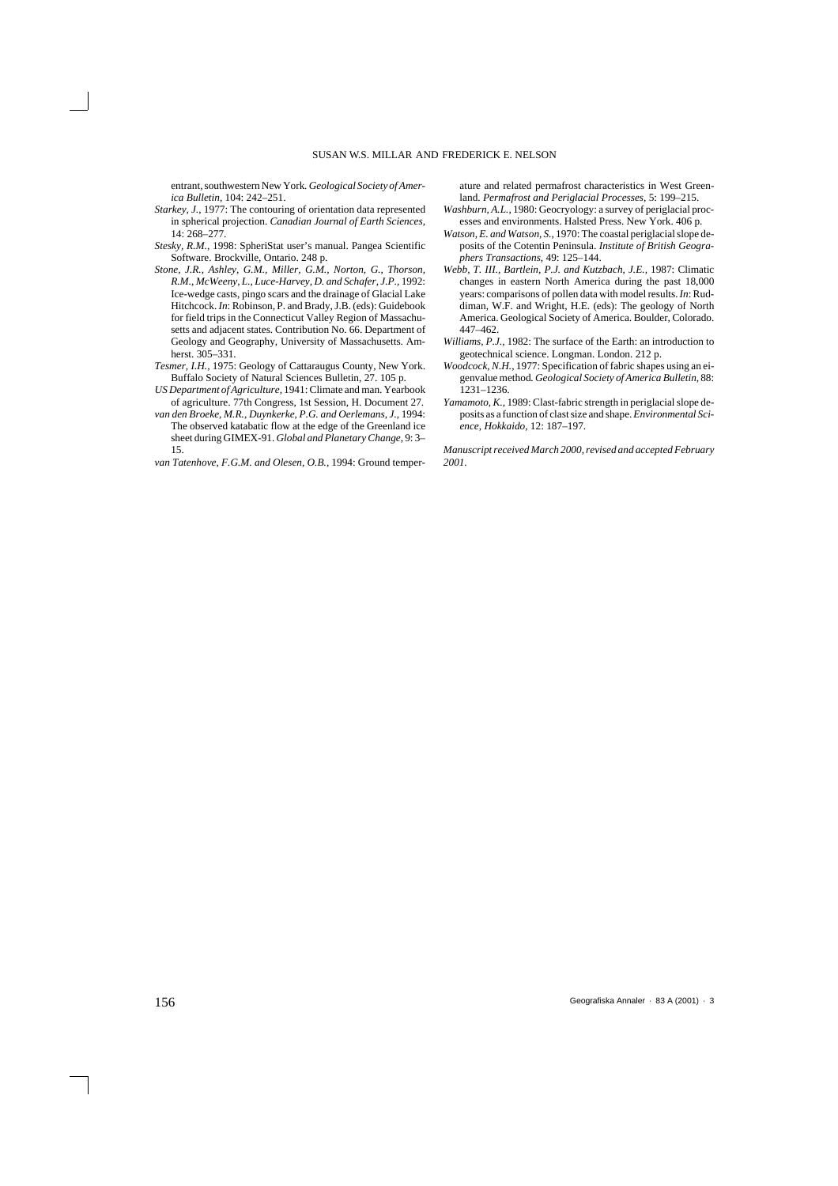entrant, southwestern New York. *Geological Society of America Bulletin*, 104: 242–251.

*Starkey, J.*, 1977: The contouring of orientation data represented in spherical projection. *Canadian Journal of Earth Sciences*, 14: 268–277.

*Stesky, R.M.*, 1998: SpheriStat user's manual. Pangea Scientific Software. Brockville, Ontario. 248 p.

*Stone, J.R., Ashley, G.M., Miller, G.M., Norton, G., Thorson, R.M., McWeeny, L., Luce-Harvey, D. and Schafer, J.P.*, 1992: Ice-wedge casts, pingo scars and the drainage of Glacial Lake Hitchcock. *In*: Robinson, P. and Brady, J.B. (eds): Guidebook for field trips in the Connecticut Valley Region of Massachusetts and adjacent states. Contribution No. 66. Department of Geology and Geography, University of Massachusetts. Amherst. 305–331.

*Tesmer, I.H.*, 1975: Geology of Cattaraugus County, New York. Buffalo Society of Natural Sciences Bulletin, 27. 105 p.

*US Department of Agriculture*, 1941: Climate and man. Yearbook of agriculture. 77th Congress, 1st Session, H. Document 27.

*van den Broeke, M.R., Duynkerke, P.G. and Oerlemans, J.*, 1994: The observed katabatic flow at the edge of the Greenland ice sheet during GIMEX-91. *Global and Planetary Change*, 9: 3–15.

*van Tatenhove, F.G.M. and Olesen, O.B.*, 1994: Ground temperature and related permafrost characteristics in West Greenland. *Permafrost and Periglacial Processes*, 5: 199–215.

*Washburn, A.L.*, 1980: Geocryology: a survey of periglacial processes and environments. Halsted Press. New York. 406 p.

*Watson, E. and Watson, S.*, 1970: The coastal periglacial slope deposits of the Cotentin Peninsula. *Institute of British Geographers Transactions*, 49: 125–144.

*Webb, T. III., Bartlein, P.J. and Kutzbach, J.E.*, 1987: Climatic changes in eastern North America during the past 18,000 years: comparisons of pollen data with model results. *In*: Ruddiman, W.F. and Wright, H.E. (eds): The geology of North America. Geological Society of America. Boulder, Colorado. 447–462.

*Williams, P.J.*, 1982: The surface of the Earth: an introduction to geotechnical science. Longman. London. 212 p.

*Woodcock, N.H.*, 1977: Specification of fabric shapes using an eigenvalue method. *Geological Society of America Bulletin*, 88: 1231–1236.

*Yamamoto, K.*, 1989: Clast-fabric strength in periglacial slope deposits as a function of clast size and shape. *Environmental Science, Hokkaido*, 12: 187–197.

*Manuscript received March 2000, revised and accepted February 2001.*